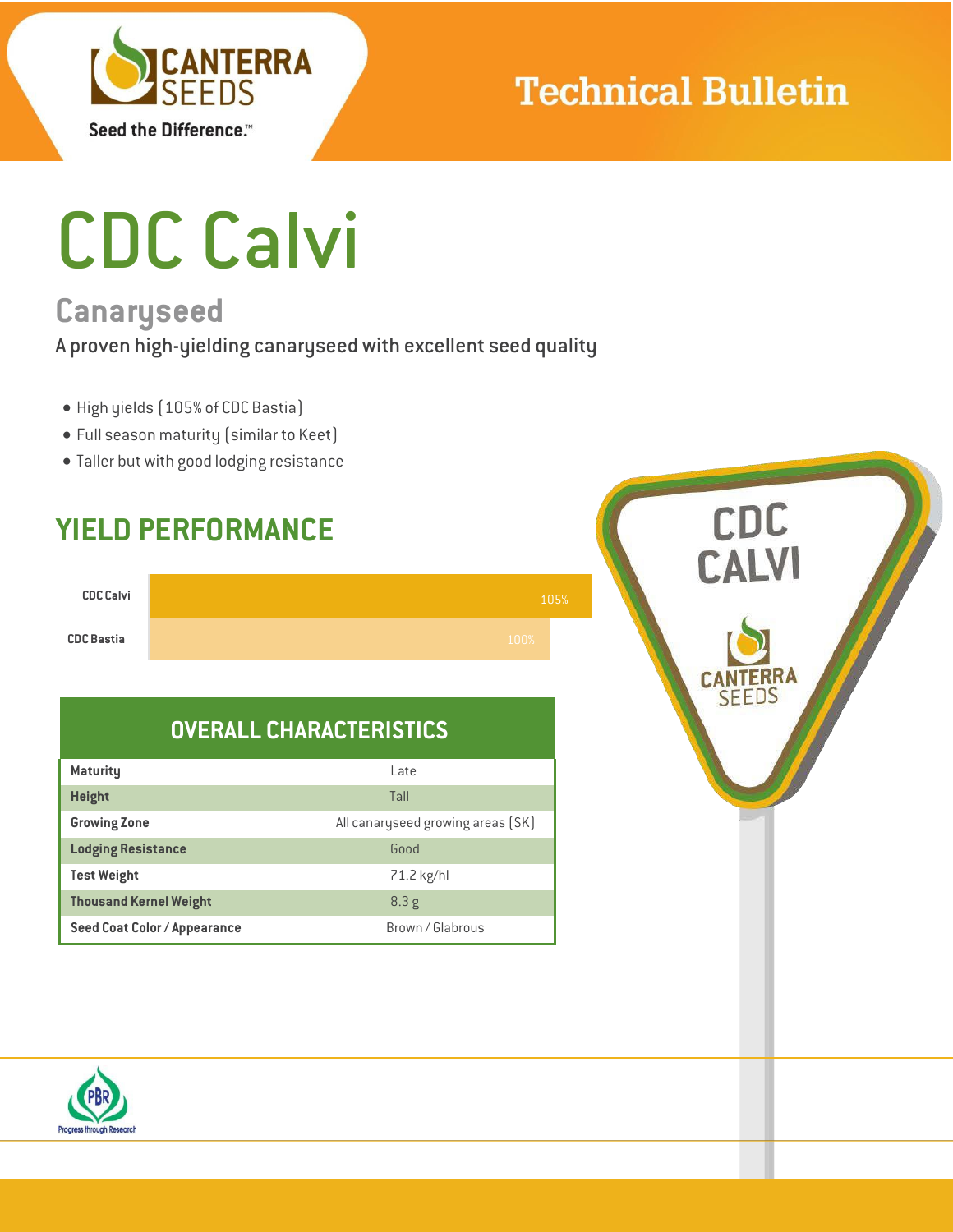Technical Bulletin

# CDC Calvi

## Canaryseed

A proven high-yielding canaryseed with excellent seed quality

- High yields (105% of CDC Bastia)
- Full season maturity (similar to Keet)
- Taller but with good lodging resistance

## YIELD PERFORMANCE

| Variety | Yield |
| --- | --- |
| CDC Calvi | 105% |
| CDC Bastia | 100% |

## OVERALL CHARACTERISTICS

| Characteristic | Value |
| --- | --- |
| Maturity | Late |
| Height | Tall |
| Growing Zone | All canaryseed growing areas (SK) |
| Lodging Resistance | Good |
| Test Weight | 71.2 kg/hl |
| Thousand Kernel Weight | 8.3 g |
| Seed Coat Color / Appearance | Brown / Glabrous |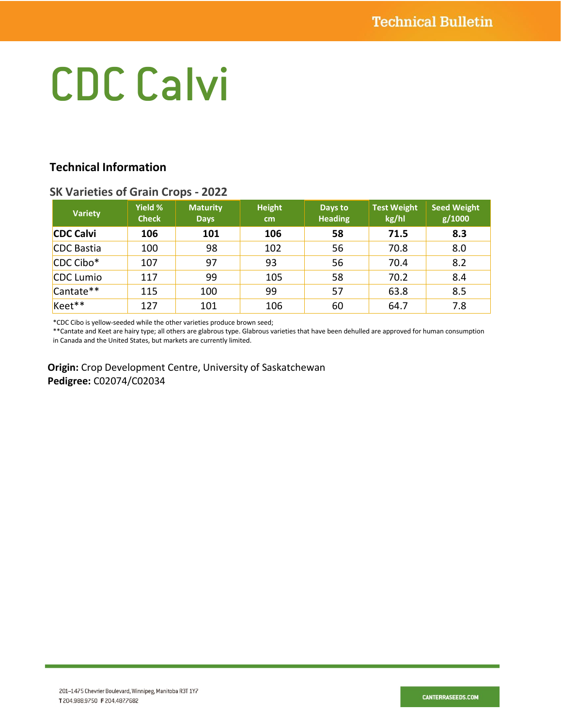# CDC Calvi

## Technical Information

### SK Varieties of Grain Crops - 2022

| Variety | Yield % Check | Maturity Days | Height cm | Days to Heading | Test Weight kg/hl | Seed Weight g/1000 |
|---|---|---|---|---|---|---|
| **CDC Calvi** | **106** | **101** | **106** | **58** | **71.5** | **8.3** |
| CDC Bastia | 100 | 98 | 102 | 56 | 70.8 | 8.0 |
| CDC Cibo* | 107 | 97 | 93 | 56 | 70.4 | 8.2 |
| CDC Lumio | 117 | 99 | 105 | 58 | 70.2 | 8.4 |
| Cantate** | 115 | 100 | 99 | 57 | 63.8 | 8.5 |
| Keet** | 127 | 101 | 106 | 60 | 64.7 | 7.8 |

*CDC Cibo is yellow-seeded while the other varieties produce brown seed;
**Cantate and Keet are hairy type; all others are glabrous type. Glabrous varieties that have been dehulled are approved for human consumption in Canada and the United States, but markets are currently limited.

**Origin:** Crop Development Centre, University of Saskatchewan
**Pedigree:** C02074/C02034

201–1475 Chevrier Boulevard, Winnipeg, Manitoba R3T 1Y7
T 204.988.9750 F 204.487.7682

CANTERRASEEDS.COM